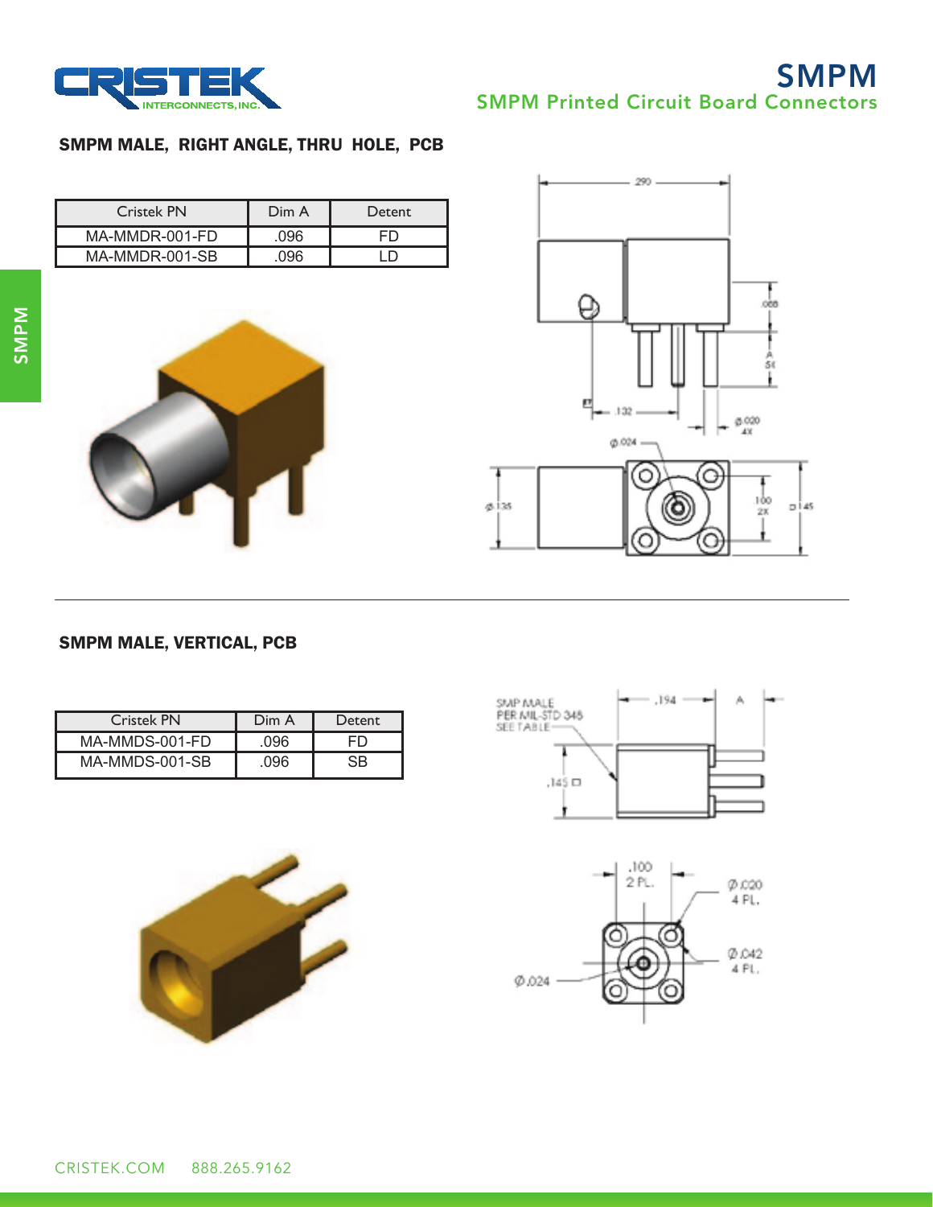# SMPM

## SMPM Printed Circuit Board Connectors

### SMPM MALE, RIGHT ANGLE, THRU HOLE, PCB

| Cristek PN | Dim A | Detent |
|---|---|---|
| MA-MMDR-001-FD | .096 | FD |
| MA-MMDR-001-SB | .096 | LD |

### SMPM MALE, VERTICAL, PCB

| Cristek PN | Dim A | Detent |
|---|---|---|
| MA-MMDS-001-FD | .096 | FD |
| MA-MMDS-001-SB | .096 | SB |

CRISTEK.COM 888.265.9162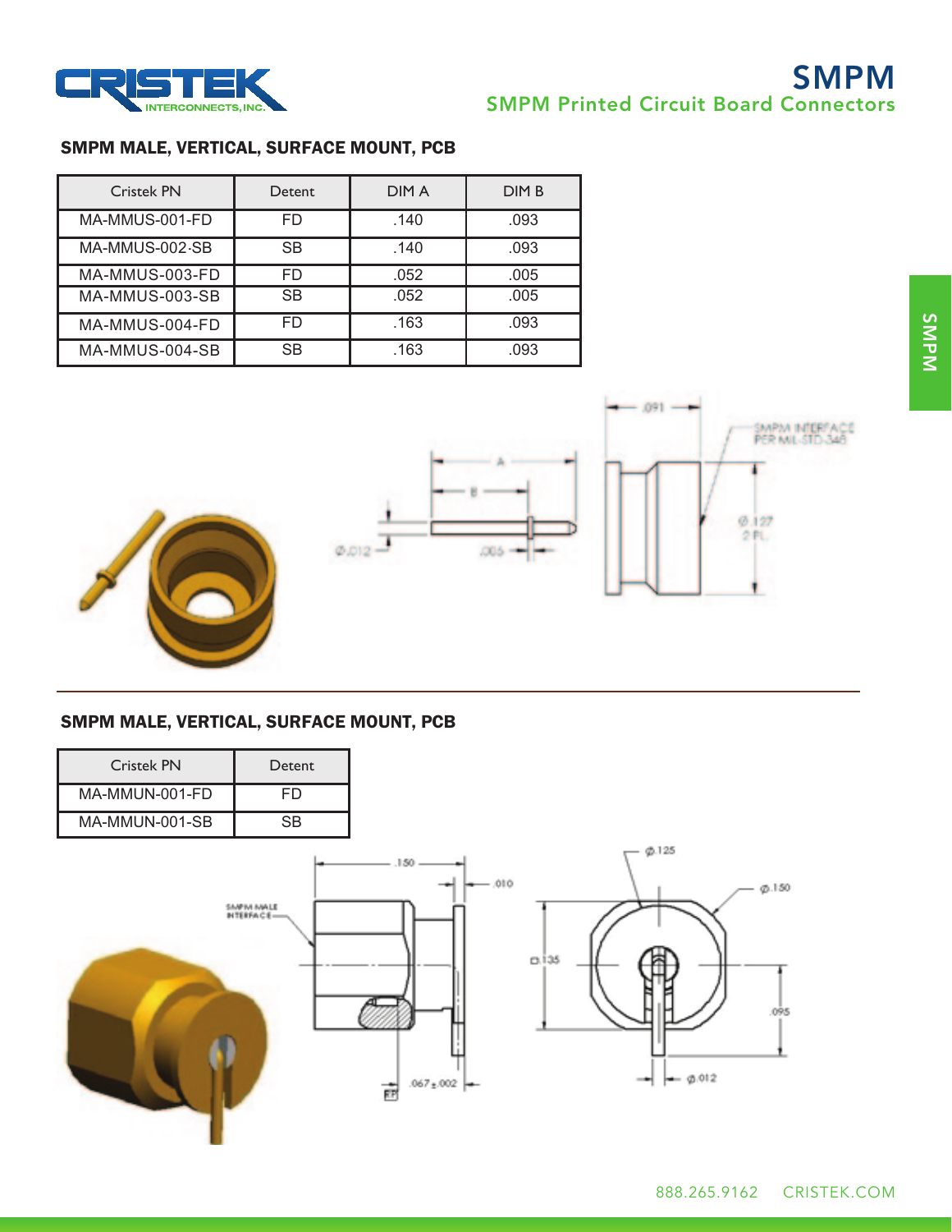## SMPM MALE, VERTICAL, SURFACE MOUNT, PCB

| Cristek PN | Detent | DIM A | DIM B |
|---|---|---|---|
| MA-MMUS-001-FD | FD | .140 | .093 |
| MA-MMUS-002-SB | SB | .140 | .093 |
| MA-MMUS-003-FD | FD | .052 | .005 |
| MA-MMUS-003-SB | SB | .052 | .005 |
| MA-MMUS-004-FD | FD | .163 | .093 |
| MA-MMUS-004-SB | SB | .163 | .093 |

## SMPM MALE, VERTICAL, SURFACE MOUNT, PCB

| Cristek PN | Detent |
|---|---|
| MA-MMUN-001-FD | FD |
| MA-MMUN-001-SB | SB |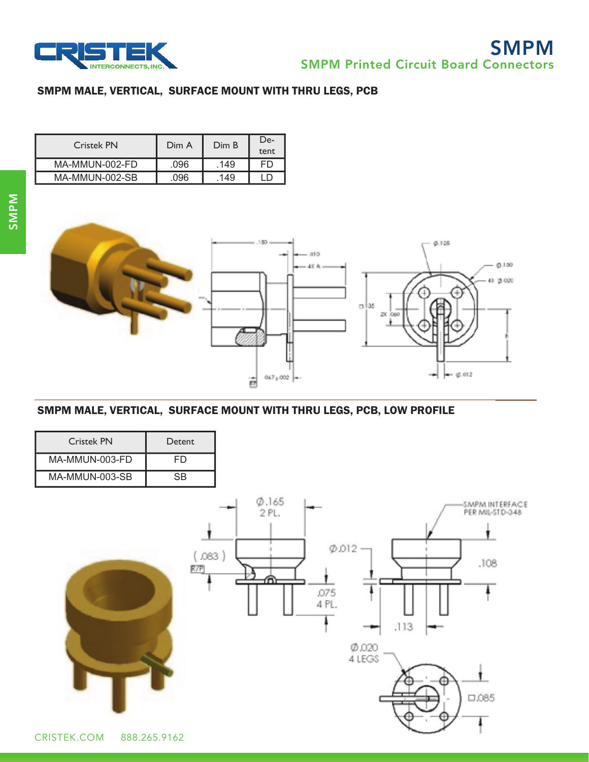# SMPM

## SMPM Printed Circuit Board Connectors

### SMPM MALE, VERTICAL, SURFACE MOUNT WITH THRU LEGS, PCB

| Cristek PN | Dim A | Dim B | De-tent |
|---|---|---|---|
| MA-MMUN-002-FD | .096 | .149 | FD |
| MA-MMUN-002-SB | .096 | .149 | LD |

### SMPM MALE, VERTICAL, SURFACE MOUNT WITH THRU LEGS, PCB, LOW PROFILE

| Cristek PN | Detent |
|---|---|
| MA-MMUN-003-FD | FD |
| MA-MMUN-003-SB | SB |

CRISTEK.COM 888.265.9162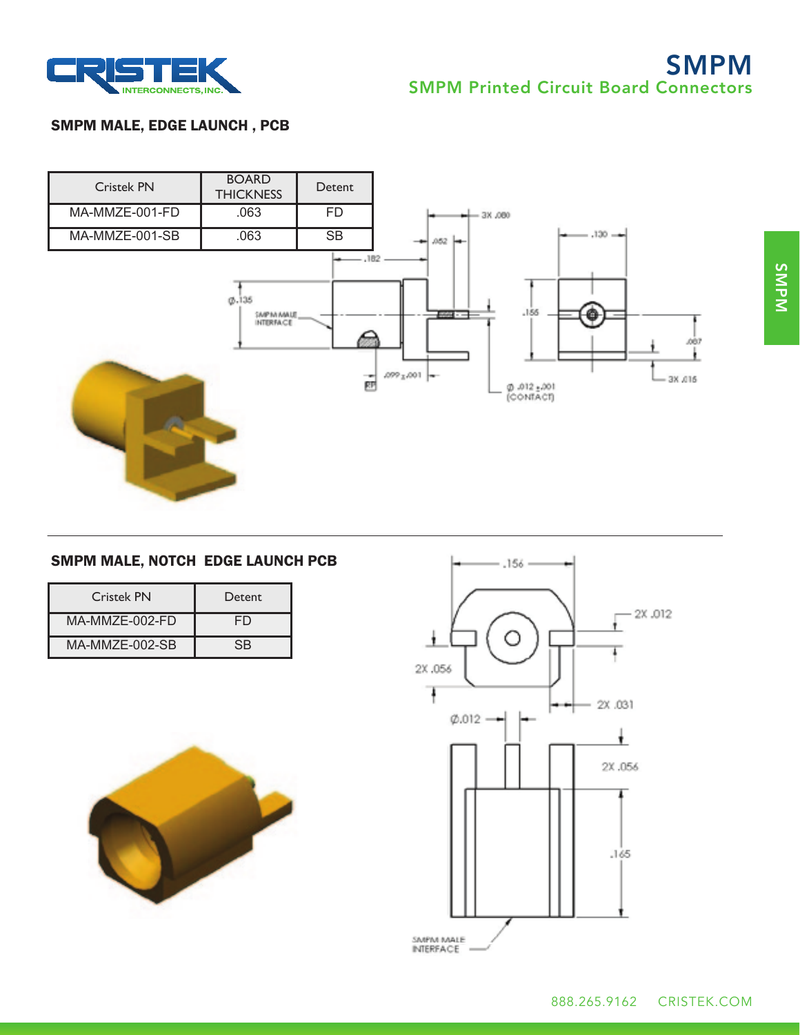# SMPM

## SMPM Printed Circuit Board Connectors

### SMPM MALE, EDGE LAUNCH , PCB

| Cristek PN | BOARD THICKNESS | Detent |
|---|---|---|
| MA-MMZE-001-FD | .063 | FD |
| MA-MMZE-001-SB | .063 | SB |

3X .080
.052
.130
.182
Ø.135
SMPM MALE INTERFACE
.155
.087
3X .015
.099 ±.001
Ø .012 ±.001 (CONTACT)

### SMPM MALE, NOTCH EDGE LAUNCH PCB

| Cristek PN | Detent |
|---|---|
| MA-MMZE-002-FD | FD |
| MA-MMZE-002-SB | SB |

.156
2X .012
2X .056
2X .031
Ø.012
2X .056
.165
SMPM MALE INTERFACE

888.265.9162 CRISTEK.COM